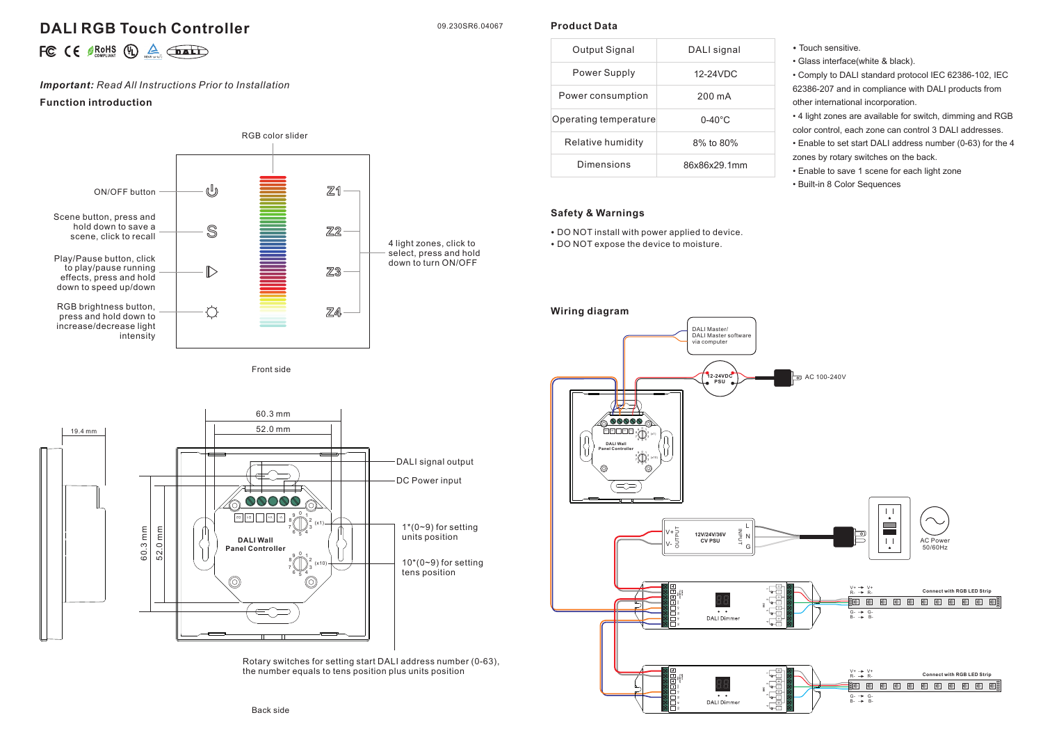# DALI RGB Touch Controller

09.230SR6.04067

*Important:* Read All Instructions Prior to Installation

### Function introduction

RGB color slider

ON/OFF button

Scene button, press and hold down to save a scene, click to recall

Play/Pause button, click to play/pause running effects, press and hold down to speed up/down

RGB brightness button, press and hold down to increase/decrease light intensity

4 light zones, click to select, press and hold down to turn ON/OFF

Front side

19.4 mm

60.3 mm

52.0 mm

DALI signal output

DC Power input

1*(0~9) for setting units position

10*(0~9) for setting tens position

DALI Wall Panel Controller

Rotary switches for setting start DALI address number (0-63), the number equals to tens position plus units position

Back side

### Product Data

| Output Signal | DALI signal |
| --- | --- |
| Power Supply | 12-24VDC |
| Power consumption | 200 mA |
| Operating temperature | 0-40°C |
| Relative humidity | 8% to 80% |
| Dimensions | 86x86x29.1mm |

- Touch sensitive.
- Glass interface(white & black).
- Comply to DALI standard protocol IEC 62386-102, IEC 62386-207 and in compliance with DALI products from other international incorporation.
- 4 light zones are available for switch, dimming and RGB color control, each zone can control 3 DALI addresses.
- Enable to set start DALI address number (0-63) for the 4 zones by rotary switches on the back.
- Enable to save 1 scene for each light zone
- Built-in 8 Color Sequences

### Safety & Warnings

- DO NOT install with power applied to device.
- DO NOT expose the device to moisture.

### Wiring diagram

DALI Master/ DALI Master software via computer

12-24VDC PSU

AC 100-240V

DALI Wall Panel Controller

12V/24V/36V CV PSU

AC Power 50/60Hz

DALI Dimmer

Connect with RGB LED Strip

DALI Dimmer

Connect with RGB LED Strip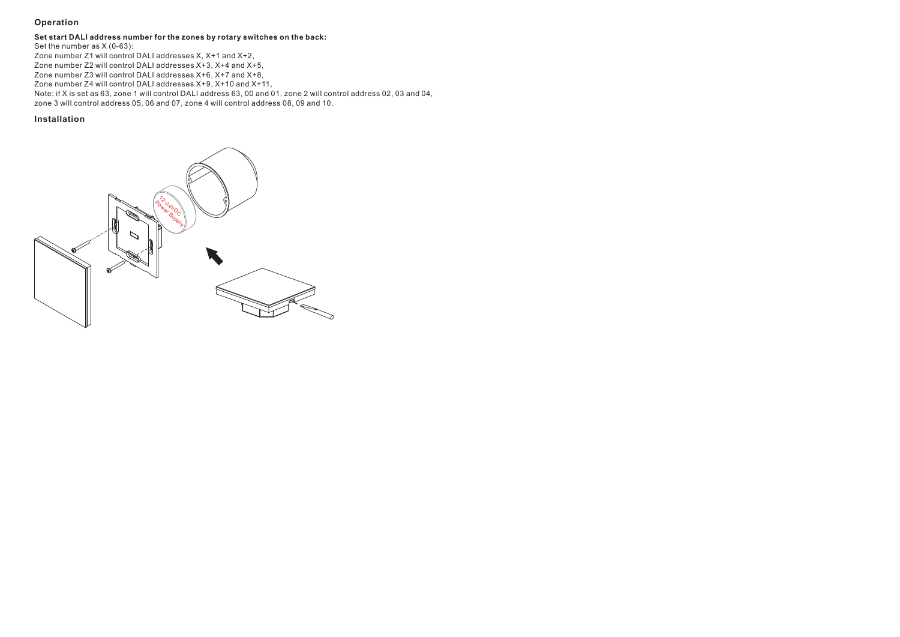## Operation

**Set start DALI address number for the zones by rotary switches on the back:**

Set the number as X (0-63):
Zone number Z1 will control DALI addresses X, X+1 and X+2,
Zone number Z2 will control DALI addresses X+3, X+4 and X+5,
Zone number Z3 will control DALI addresses X+6, X+7 and X+8,
Zone number Z4 will control DALI addresses X+9, X+10 and X+11,
Note: if X is set as 63, zone 1 will control DALI address 63, 00 and 01, zone 2 will control address 02, 03 and 04, zone 3 will control address 05, 06 and 07, zone 4 will control address 08, 09 and 10.

## Installation

12-24VDC Power Supply